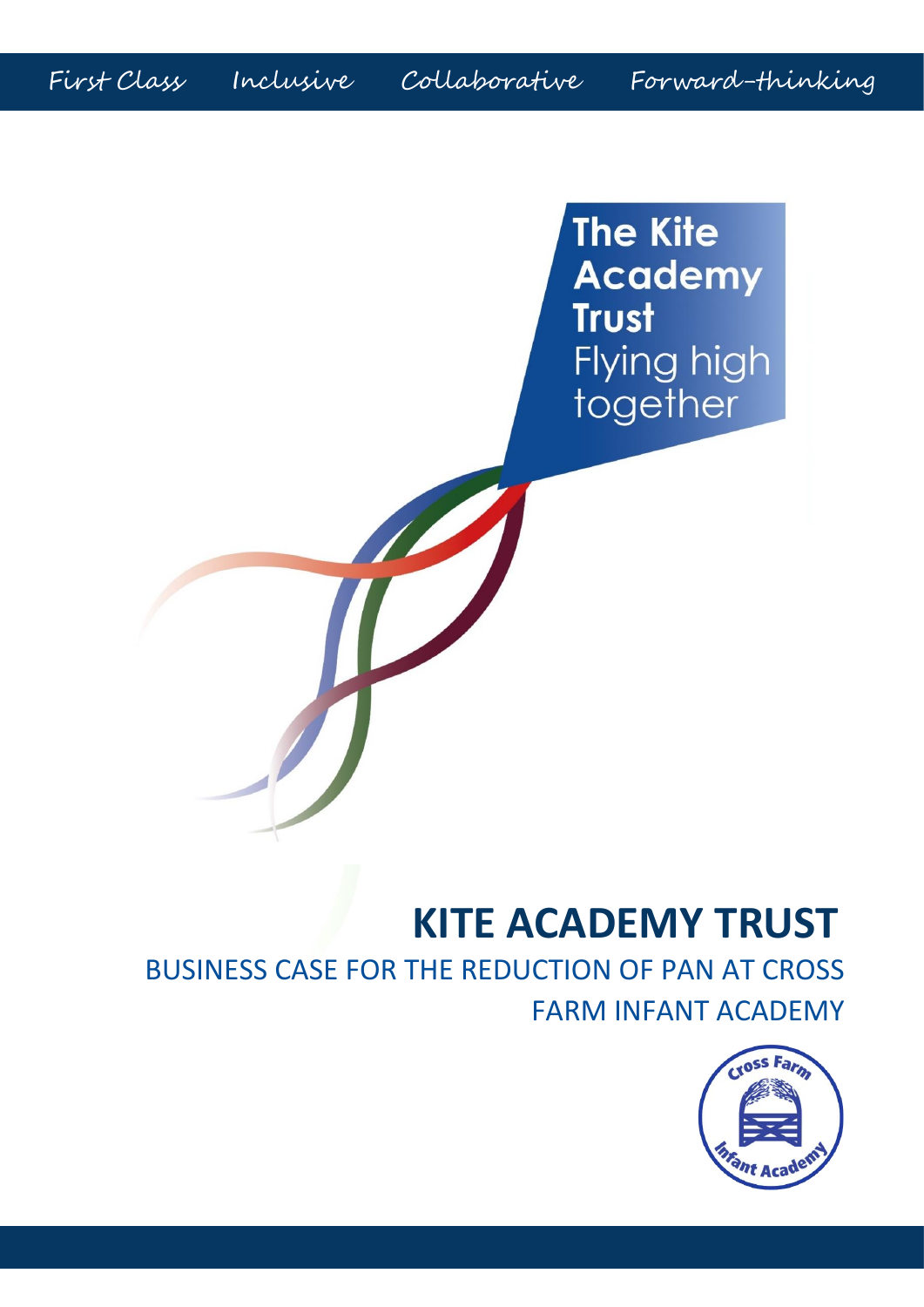First Class Inclusive Collaborative Forward-thinking

The Kite Academy Trust
Flying high together

# KITE ACADEMY TRUST

## BUSINESS CASE FOR THE REDUCTION OF PAN AT CROSS FARM INFANT ACADEMY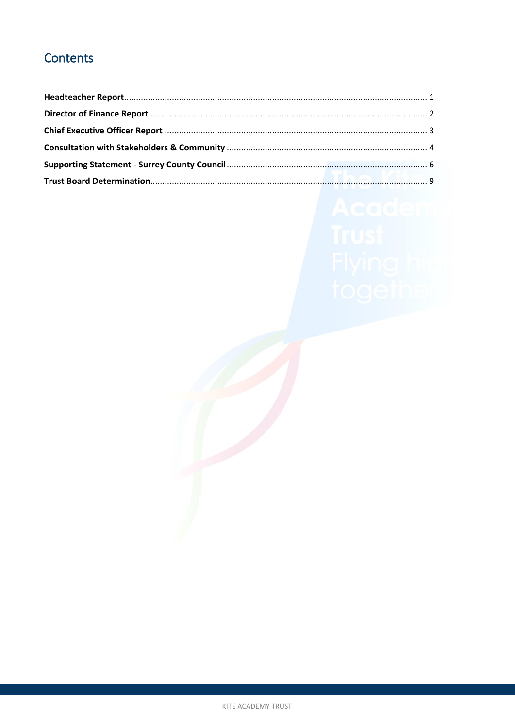## Contents

**Headteacher Report**.......................................................................................................................... 1

**Director of Finance Report** ................................................................................................................ 2

**Chief Executive Officer Report** .......................................................................................................... 3

**Consultation with Stakeholders & Community** ................................................................................. 4

**Supporting Statement - Surrey County Council**................................................................................. 6

**Trust Board Determination**................................................................................................................ 9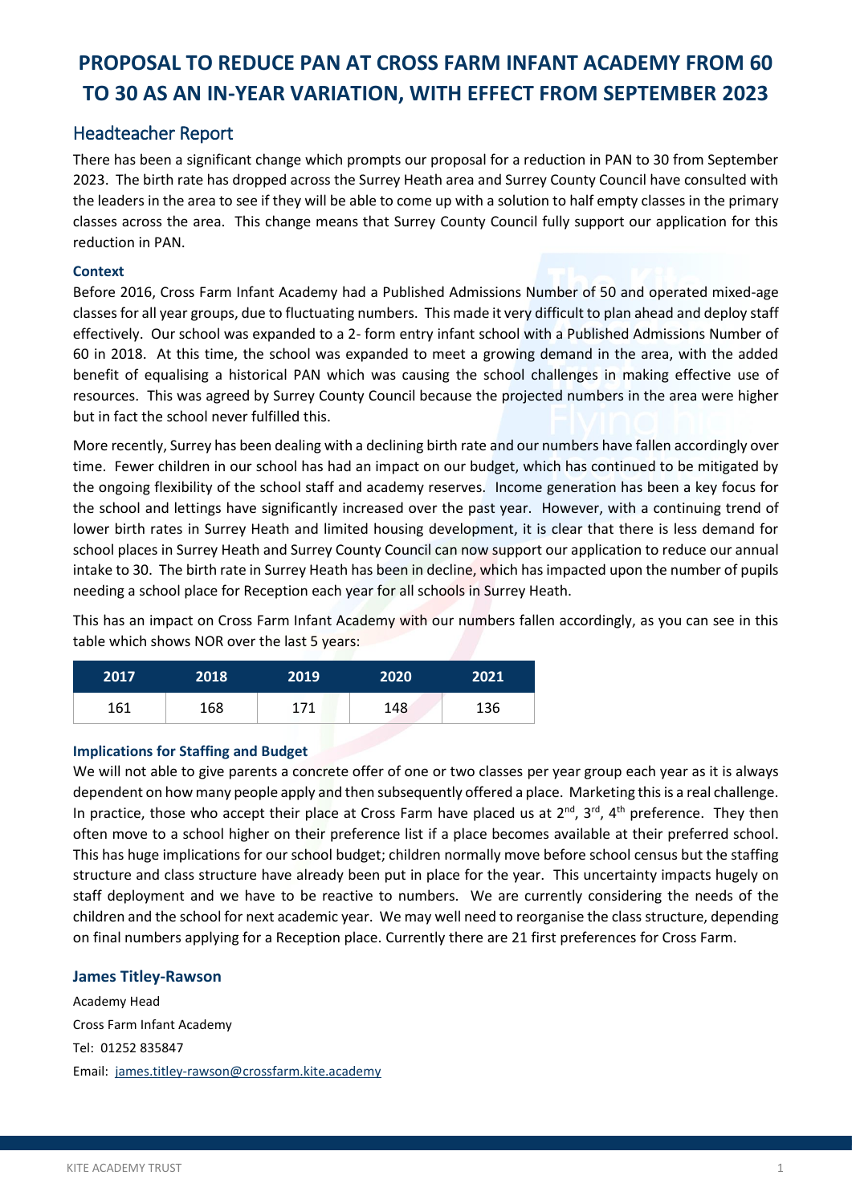# PROPOSAL TO REDUCE PAN AT CROSS FARM INFANT ACADEMY FROM 60 TO 30 AS AN IN-YEAR VARIATION, WITH EFFECT FROM SEPTEMBER 2023

## Headteacher Report

There has been a significant change which prompts our proposal for a reduction in PAN to 30 from September 2023. The birth rate has dropped across the Surrey Heath area and Surrey County Council have consulted with the leaders in the area to see if they will be able to come up with a solution to half empty classes in the primary classes across the area. This change means that Surrey County Council fully support our application for this reduction in PAN.

### Context

Before 2016, Cross Farm Infant Academy had a Published Admissions Number of 50 and operated mixed-age classes for all year groups, due to fluctuating numbers. This made it very difficult to plan ahead and deploy staff effectively. Our school was expanded to a 2- form entry infant school with a Published Admissions Number of 60 in 2018. At this time, the school was expanded to meet a growing demand in the area, with the added benefit of equalising a historical PAN which was causing the school challenges in making effective use of resources. This was agreed by Surrey County Council because the projected numbers in the area were higher but in fact the school never fulfilled this.

More recently, Surrey has been dealing with a declining birth rate and our numbers have fallen accordingly over time. Fewer children in our school has had an impact on our budget, which has continued to be mitigated by the ongoing flexibility of the school staff and academy reserves. Income generation has been a key focus for the school and lettings have significantly increased over the past year. However, with a continuing trend of lower birth rates in Surrey Heath and limited housing development, it is clear that there is less demand for school places in Surrey Heath and Surrey County Council can now support our application to reduce our annual intake to 30. The birth rate in Surrey Heath has been in decline, which has impacted upon the number of pupils needing a school place for Reception each year for all schools in Surrey Heath.

This has an impact on Cross Farm Infant Academy with our numbers fallen accordingly, as you can see in this table which shows NOR over the last 5 years:

| 2017 | 2018 | 2019 | 2020 | 2021 |
|---|---|---|---|---|
| 161 | 168 | 171 | 148 | 136 |

### Implications for Staffing and Budget

We will not able to give parents a concrete offer of one or two classes per year group each year as it is always dependent on how many people apply and then subsequently offered a place. Marketing this is a real challenge. In practice, those who accept their place at Cross Farm have placed us at 2nd, 3rd, 4th preference. They then often move to a school higher on their preference list if a place becomes available at their preferred school. This has huge implications for our school budget; children normally move before school census but the staffing structure and class structure have already been put in place for the year. This uncertainty impacts hugely on staff deployment and we have to be reactive to numbers. We are currently considering the needs of the children and the school for next academic year. We may well need to reorganise the class structure, depending on final numbers applying for a Reception place. Currently there are 21 first preferences for Cross Farm.

**James Titley-Rawson**

Academy Head
Cross Farm Infant Academy
Tel: 01252 835847
Email: james.titley-rawson@crossfarm.kite.academy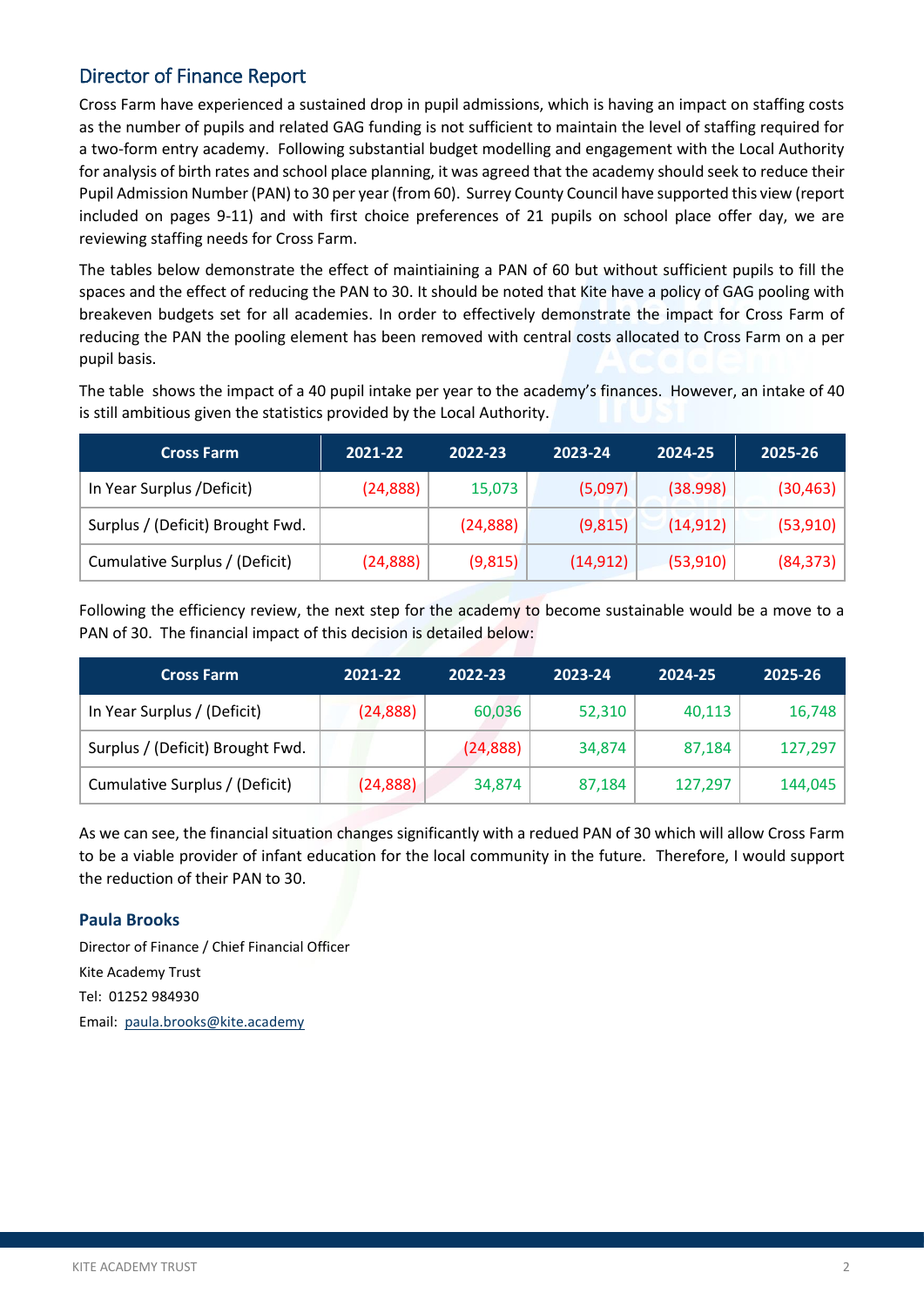## Director of Finance Report

Cross Farm have experienced a sustained drop in pupil admissions, which is having an impact on staffing costs as the number of pupils and related GAG funding is not sufficient to maintain the level of staffing required for a two-form entry academy. Following substantial budget modelling and engagement with the Local Authority for analysis of birth rates and school place planning, it was agreed that the academy should seek to reduce their Pupil Admission Number (PAN) to 30 per year (from 60). Surrey County Council have supported this view (report included on pages 9-11) and with first choice preferences of 21 pupils on school place offer day, we are reviewing staffing needs for Cross Farm.

The tables below demonstrate the effect of maintiaining a PAN of 60 but without sufficient pupils to fill the spaces and the effect of reducing the PAN to 30. It should be noted that Kite have a policy of GAG pooling with breakeven budgets set for all academies. In order to effectively demonstrate the impact for Cross Farm of reducing the PAN the pooling element has been removed with central costs allocated to Cross Farm on a per pupil basis.

The table shows the impact of a 40 pupil intake per year to the academy's finances. However, an intake of 40 is still ambitious given the statistics provided by the Local Authority.

| Cross Farm | 2021-22 | 2022-23 | 2023-24 | 2024-25 | 2025-26 |
|---|---|---|---|---|---|
| In Year Surplus /Deficit) | (24,888) | 15,073 | (5,097) | (38.998) | (30,463) |
| Surplus / (Deficit) Brought Fwd. | | (24,888) | (9,815) | (14,912) | (53,910) |
| Cumulative Surplus / (Deficit) | (24,888) | (9,815) | (14,912) | (53,910) | (84,373) |

Following the efficiency review, the next step for the academy to become sustainable would be a move to a PAN of 30. The financial impact of this decision is detailed below:

| Cross Farm | 2021-22 | 2022-23 | 2023-24 | 2024-25 | 2025-26 |
|---|---|---|---|---|---|
| In Year Surplus / (Deficit) | (24,888) | 60,036 | 52,310 | 40,113 | 16,748 |
| Surplus / (Deficit) Brought Fwd. | | (24,888) | 34,874 | 87,184 | 127,297 |
| Cumulative Surplus / (Deficit) | (24,888) | 34,874 | 87,184 | 127,297 | 144,045 |

As we can see, the financial situation changes significantly with a redued PAN of 30 which will allow Cross Farm to be a viable provider of infant education for the local community in the future. Therefore, I would support the reduction of their PAN to 30.

**Paula Brooks**

Director of Finance / Chief Financial Officer
Kite Academy Trust
Tel: 01252 984930
Email: paula.brooks@kite.academy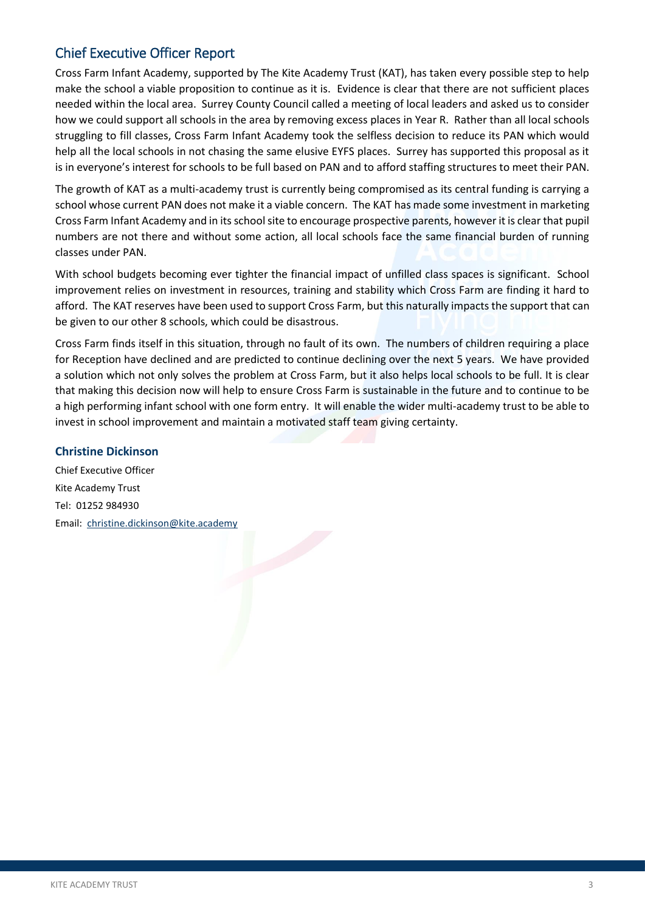## Chief Executive Officer Report

Cross Farm Infant Academy, supported by The Kite Academy Trust (KAT), has taken every possible step to help make the school a viable proposition to continue as it is. Evidence is clear that there are not sufficient places needed within the local area. Surrey County Council called a meeting of local leaders and asked us to consider how we could support all schools in the area by removing excess places in Year R. Rather than all local schools struggling to fill classes, Cross Farm Infant Academy took the selfless decision to reduce its PAN which would help all the local schools in not chasing the same elusive EYFS places. Surrey has supported this proposal as it is in everyone's interest for schools to be full based on PAN and to afford staffing structures to meet their PAN.

The growth of KAT as a multi-academy trust is currently being compromised as its central funding is carrying a school whose current PAN does not make it a viable concern. The KAT has made some investment in marketing Cross Farm Infant Academy and in its school site to encourage prospective parents, however it is clear that pupil numbers are not there and without some action, all local schools face the same financial burden of running classes under PAN.

With school budgets becoming ever tighter the financial impact of unfilled class spaces is significant. School improvement relies on investment in resources, training and stability which Cross Farm are finding it hard to afford. The KAT reserves have been used to support Cross Farm, but this naturally impacts the support that can be given to our other 8 schools, which could be disastrous.

Cross Farm finds itself in this situation, through no fault of its own. The numbers of children requiring a place for Reception have declined and are predicted to continue declining over the next 5 years. We have provided a solution which not only solves the problem at Cross Farm, but it also helps local schools to be full. It is clear that making this decision now will help to ensure Cross Farm is sustainable in the future and to continue to be a high performing infant school with one form entry. It will enable the wider multi-academy trust to be able to invest in school improvement and maintain a motivated staff team giving certainty.

**Christine Dickinson**

Chief Executive Officer

Kite Academy Trust

Tel: 01252 984930

Email: christine.dickinson@kite.academy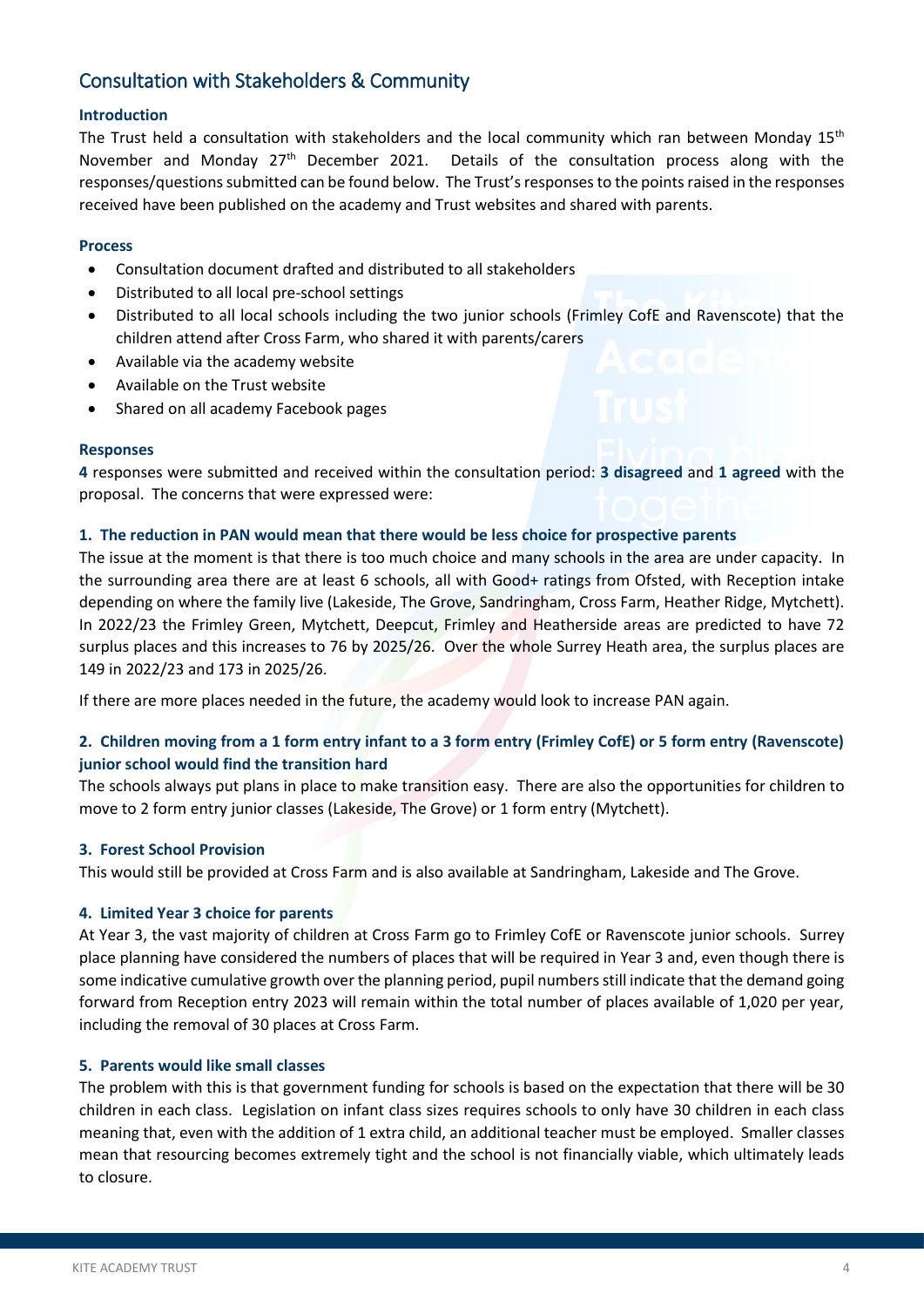## Consultation with Stakeholders & Community

### Introduction

The Trust held a consultation with stakeholders and the local community which ran between Monday 15th November and Monday 27th December 2021. Details of the consultation process along with the responses/questions submitted can be found below. The Trust's responses to the points raised in the responses received have been published on the academy and Trust websites and shared with parents.

### Process

- Consultation document drafted and distributed to all stakeholders
- Distributed to all local pre-school settings
- Distributed to all local schools including the two junior schools (Frimley CofE and Ravenscote) that the children attend after Cross Farm, who shared it with parents/carers
- Available via the academy website
- Available on the Trust website
- Shared on all academy Facebook pages

### Responses

**4** responses were submitted and received within the consultation period: **3 disagreed** and **1 agreed** with the proposal. The concerns that were expressed were:

#### 1. The reduction in PAN would mean that there would be less choice for prospective parents

The issue at the moment is that there is too much choice and many schools in the area are under capacity. In the surrounding area there are at least 6 schools, all with Good+ ratings from Ofsted, with Reception intake depending on where the family live (Lakeside, The Grove, Sandringham, Cross Farm, Heather Ridge, Mytchett). In 2022/23 the Frimley Green, Mytchett, Deepcut, Frimley and Heatherside areas are predicted to have 72 surplus places and this increases to 76 by 2025/26. Over the whole Surrey Heath area, the surplus places are 149 in 2022/23 and 173 in 2025/26.

If there are more places needed in the future, the academy would look to increase PAN again.

#### 2. Children moving from a 1 form entry infant to a 3 form entry (Frimley CofE) or 5 form entry (Ravenscote) junior school would find the transition hard

The schools always put plans in place to make transition easy. There are also the opportunities for children to move to 2 form entry junior classes (Lakeside, The Grove) or 1 form entry (Mytchett).

#### 3. Forest School Provision

This would still be provided at Cross Farm and is also available at Sandringham, Lakeside and The Grove.

#### 4. Limited Year 3 choice for parents

At Year 3, the vast majority of children at Cross Farm go to Frimley CofE or Ravenscote junior schools. Surrey place planning have considered the numbers of places that will be required in Year 3 and, even though there is some indicative cumulative growth over the planning period, pupil numbers still indicate that the demand going forward from Reception entry 2023 will remain within the total number of places available of 1,020 per year, including the removal of 30 places at Cross Farm.

#### 5. Parents would like small classes

The problem with this is that government funding for schools is based on the expectation that there will be 30 children in each class. Legislation on infant class sizes requires schools to only have 30 children in each class meaning that, even with the addition of 1 extra child, an additional teacher must be employed. Smaller classes mean that resourcing becomes extremely tight and the school is not financially viable, which ultimately leads to closure.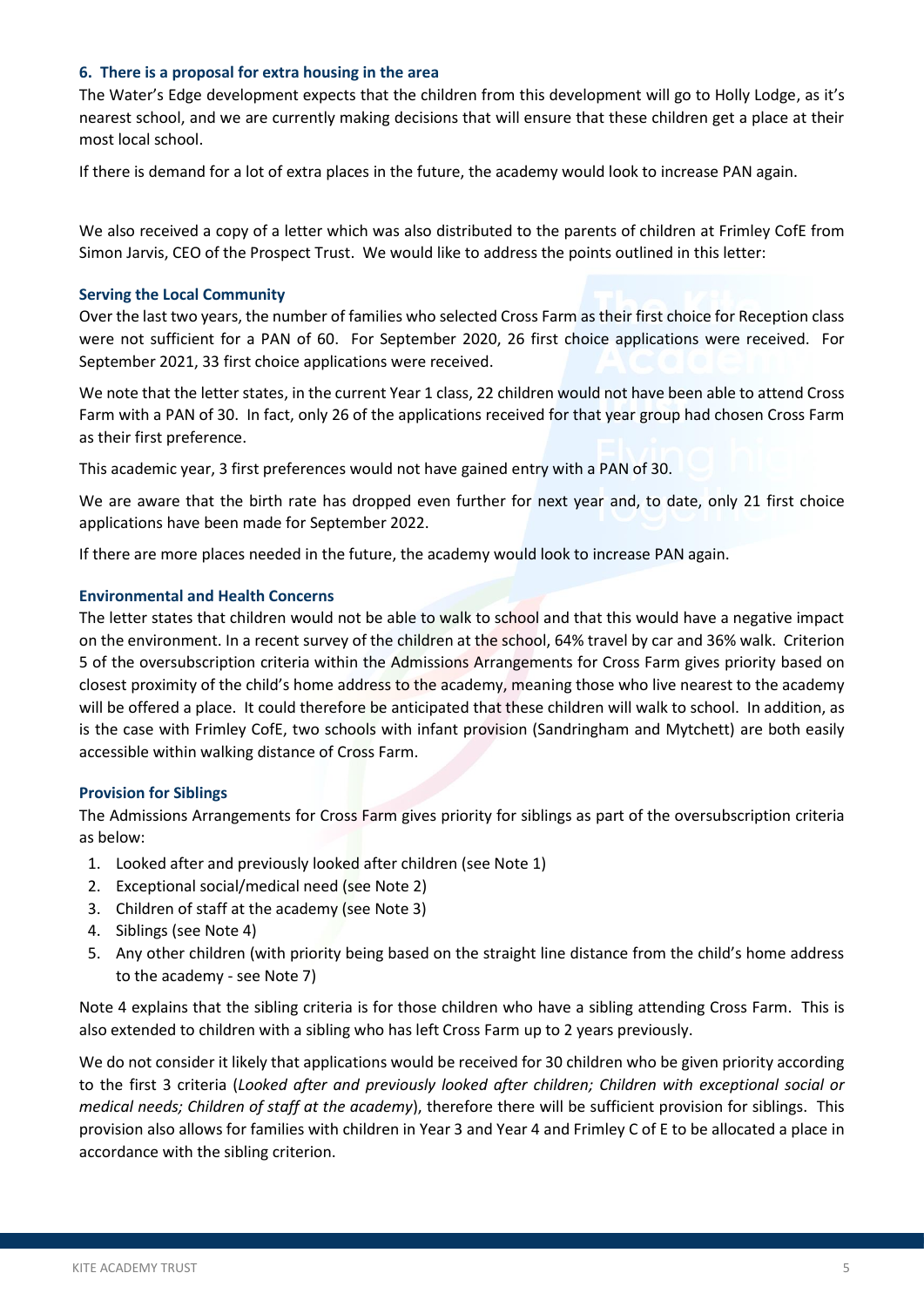### 6. There is a proposal for extra housing in the area

The Water's Edge development expects that the children from this development will go to Holly Lodge, as it's nearest school, and we are currently making decisions that will ensure that these children get a place at their most local school.

If there is demand for a lot of extra places in the future, the academy would look to increase PAN again.

We also received a copy of a letter which was also distributed to the parents of children at Frimley CofE from Simon Jarvis, CEO of the Prospect Trust. We would like to address the points outlined in this letter:

### Serving the Local Community

Over the last two years, the number of families who selected Cross Farm as their first choice for Reception class were not sufficient for a PAN of 60. For September 2020, 26 first choice applications were received. For September 2021, 33 first choice applications were received.

We note that the letter states, in the current Year 1 class, 22 children would not have been able to attend Cross Farm with a PAN of 30. In fact, only 26 of the applications received for that year group had chosen Cross Farm as their first preference.

This academic year, 3 first preferences would not have gained entry with a PAN of 30.

We are aware that the birth rate has dropped even further for next year and, to date, only 21 first choice applications have been made for September 2022.

If there are more places needed in the future, the academy would look to increase PAN again.

### Environmental and Health Concerns

The letter states that children would not be able to walk to school and that this would have a negative impact on the environment. In a recent survey of the children at the school, 64% travel by car and 36% walk. Criterion 5 of the oversubscription criteria within the Admissions Arrangements for Cross Farm gives priority based on closest proximity of the child's home address to the academy, meaning those who live nearest to the academy will be offered a place. It could therefore be anticipated that these children will walk to school. In addition, as is the case with Frimley CofE, two schools with infant provision (Sandringham and Mytchett) are both easily accessible within walking distance of Cross Farm.

### Provision for Siblings

The Admissions Arrangements for Cross Farm gives priority for siblings as part of the oversubscription criteria as below:

1. Looked after and previously looked after children (see Note 1)
2. Exceptional social/medical need (see Note 2)
3. Children of staff at the academy (see Note 3)
4. Siblings (see Note 4)
5. Any other children (with priority being based on the straight line distance from the child's home address to the academy - see Note 7)

Note 4 explains that the sibling criteria is for those children who have a sibling attending Cross Farm. This is also extended to children with a sibling who has left Cross Farm up to 2 years previously.

We do not consider it likely that applications would be received for 30 children who be given priority according to the first 3 criteria (*Looked after and previously looked after children; Children with exceptional social or medical needs; Children of staff at the academy*), therefore there will be sufficient provision for siblings. This provision also allows for families with children in Year 3 and Year 4 and Frimley C of E to be allocated a place in accordance with the sibling criterion.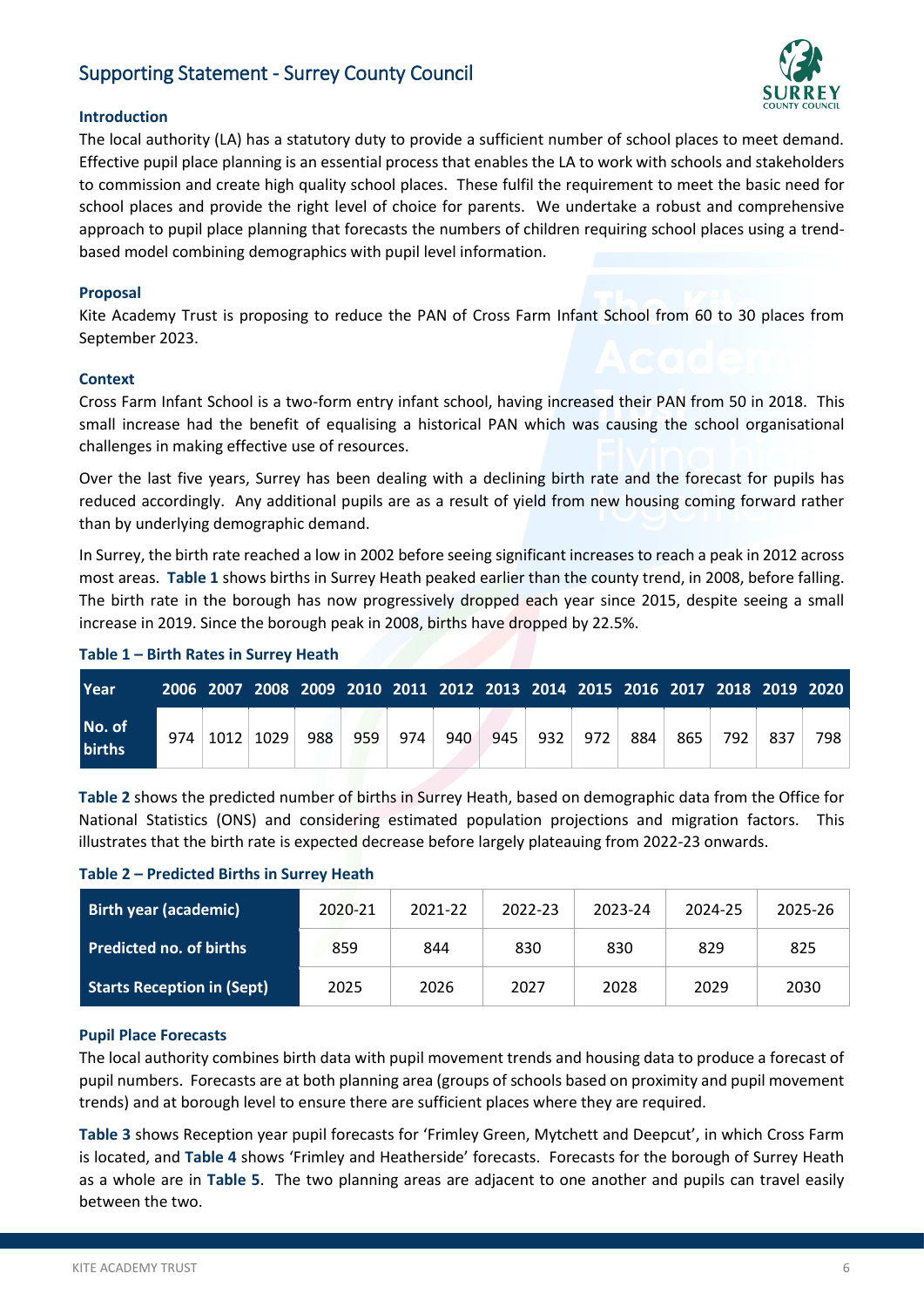## Supporting Statement - Surrey County Council

### Introduction

The local authority (LA) has a statutory duty to provide a sufficient number of school places to meet demand. Effective pupil place planning is an essential process that enables the LA to work with schools and stakeholders to commission and create high quality school places. These fulfil the requirement to meet the basic need for school places and provide the right level of choice for parents. We undertake a robust and comprehensive approach to pupil place planning that forecasts the numbers of children requiring school places using a trend-based model combining demographics with pupil level information.

### Proposal

Kite Academy Trust is proposing to reduce the PAN of Cross Farm Infant School from 60 to 30 places from September 2023.

### Context

Cross Farm Infant School is a two-form entry infant school, having increased their PAN from 50 in 2018. This small increase had the benefit of equalising a historical PAN which was causing the school organisational challenges in making effective use of resources.

Over the last five years, Surrey has been dealing with a declining birth rate and the forecast for pupils has reduced accordingly. Any additional pupils are as a result of yield from new housing coming forward rather than by underlying demographic demand.

In Surrey, the birth rate reached a low in 2002 before seeing significant increases to reach a peak in 2012 across most areas. **Table 1** shows births in Surrey Heath peaked earlier than the county trend, in 2008, before falling. The birth rate in the borough has now progressively dropped each year since 2015, despite seeing a small increase in 2019. Since the borough peak in 2008, births have dropped by 22.5%.

**Table 1 – Birth Rates in Surrey Heath**

| Year | 2006 | 2007 | 2008 | 2009 | 2010 | 2011 | 2012 | 2013 | 2014 | 2015 | 2016 | 2017 | 2018 | 2019 | 2020 |
|---|---|---|---|---|---|---|---|---|---|---|---|---|---|---|---|
| No. of births | 974 | 1012 | 1029 | 988 | 959 | 974 | 940 | 945 | 932 | 972 | 884 | 865 | 792 | 837 | 798 |

**Table 2** shows the predicted number of births in Surrey Heath, based on demographic data from the Office for National Statistics (ONS) and considering estimated population projections and migration factors. This illustrates that the birth rate is expected decrease before largely plateauing from 2022-23 onwards.

**Table 2 – Predicted Births in Surrey Heath**

| Birth year (academic) | 2020-21 | 2021-22 | 2022-23 | 2023-24 | 2024-25 | 2025-26 |
|---|---|---|---|---|---|---|
| Predicted no. of births | 859 | 844 | 830 | 830 | 829 | 825 |
| Starts Reception in (Sept) | 2025 | 2026 | 2027 | 2028 | 2029 | 2030 |

### Pupil Place Forecasts

The local authority combines birth data with pupil movement trends and housing data to produce a forecast of pupil numbers. Forecasts are at both planning area (groups of schools based on proximity and pupil movement trends) and at borough level to ensure there are sufficient places where they are required.

**Table 3** shows Reception year pupil forecasts for 'Frimley Green, Mytchett and Deepcut', in which Cross Farm is located, and **Table 4** shows 'Frimley and Heatherside' forecasts. Forecasts for the borough of Surrey Heath as a whole are in **Table 5**. The two planning areas are adjacent to one another and pupils can travel easily between the two.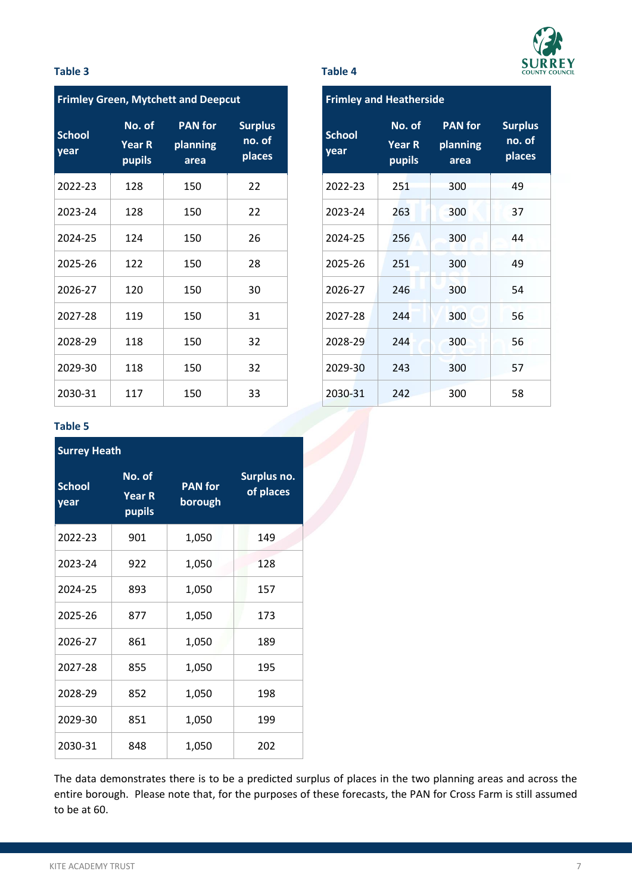**Table 3**

| Frimley Green, Mytchett and Deepcut | | | |
|---|---|---|---|
| **School year** | **No. of Year R pupils** | **PAN for planning area** | **Surplus no. of places** |
| 2022-23 | 128 | 150 | 22 |
| 2023-24 | 128 | 150 | 22 |
| 2024-25 | 124 | 150 | 26 |
| 2025-26 | 122 | 150 | 28 |
| 2026-27 | 120 | 150 | 30 |
| 2027-28 | 119 | 150 | 31 |
| 2028-29 | 118 | 150 | 32 |
| 2029-30 | 118 | 150 | 32 |
| 2030-31 | 117 | 150 | 33 |

**Table 4**

| Frimley and Heatherside | | | |
|---|---|---|---|
| **School year** | **No. of Year R pupils** | **PAN for planning area** | **Surplus no. of places** |
| 2022-23 | 251 | 300 | 49 |
| 2023-24 | 263 | 300 | 37 |
| 2024-25 | 256 | 300 | 44 |
| 2025-26 | 251 | 300 | 49 |
| 2026-27 | 246 | 300 | 54 |
| 2027-28 | 244 | 300 | 56 |
| 2028-29 | 244 | 300 | 56 |
| 2029-30 | 243 | 300 | 57 |
| 2030-31 | 242 | 300 | 58 |

**Table 5**

| Surrey Heath | | | |
|---|---|---|---|
| **School year** | **No. of Year R pupils** | **PAN for borough** | **Surplus no. of places** |
| 2022-23 | 901 | 1,050 | 149 |
| 2023-24 | 922 | 1,050 | 128 |
| 2024-25 | 893 | 1,050 | 157 |
| 2025-26 | 877 | 1,050 | 173 |
| 2026-27 | 861 | 1,050 | 189 |
| 2027-28 | 855 | 1,050 | 195 |
| 2028-29 | 852 | 1,050 | 198 |
| 2029-30 | 851 | 1,050 | 199 |
| 2030-31 | 848 | 1,050 | 202 |

The data demonstrates there is to be a predicted surplus of places in the two planning areas and across the entire borough. Please note that, for the purposes of these forecasts, the PAN for Cross Farm is still assumed to be at 60.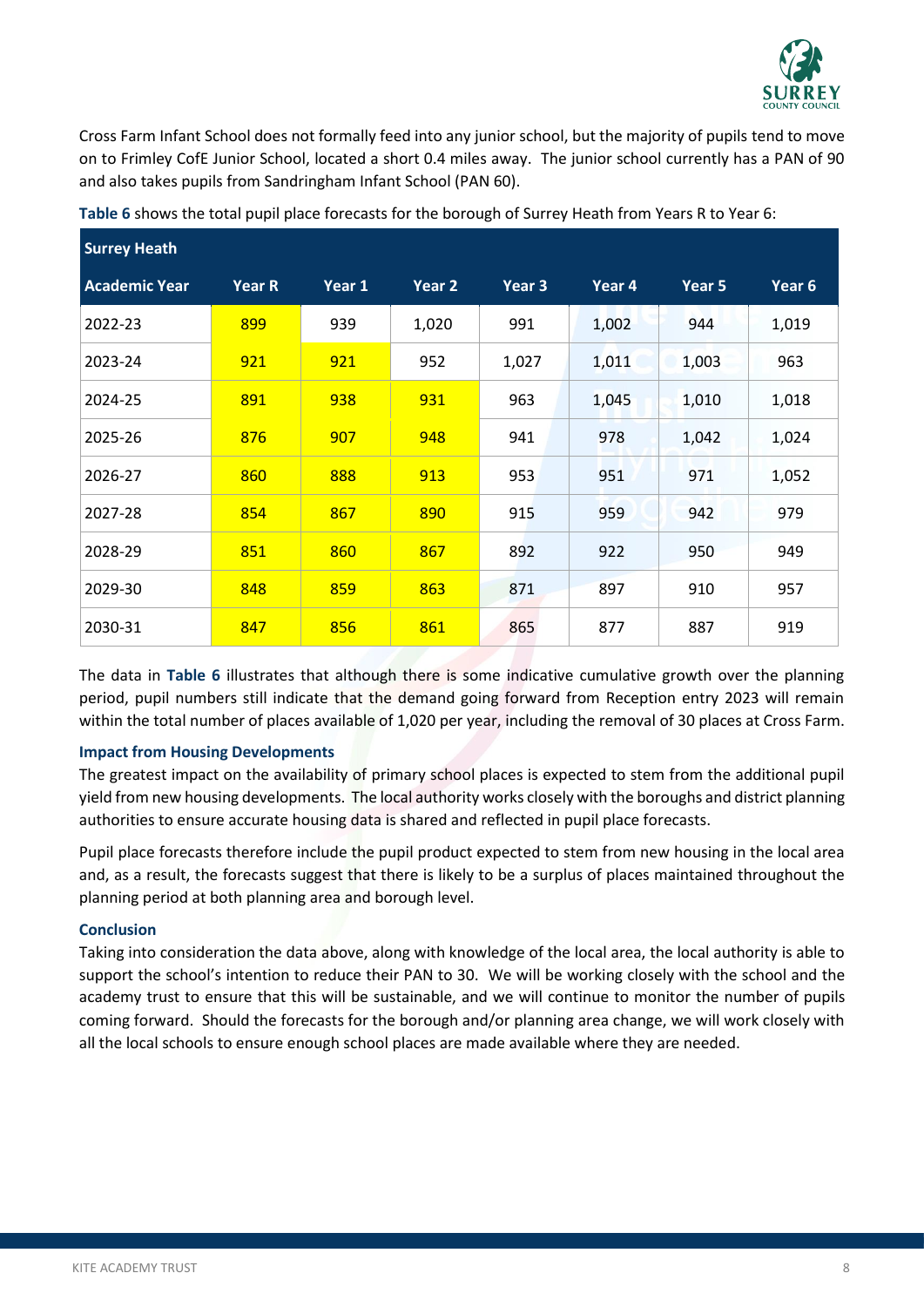Cross Farm Infant School does not formally feed into any junior school, but the majority of pupils tend to move on to Frimley CofE Junior School, located a short 0.4 miles away. The junior school currently has a PAN of 90 and also takes pupils from Sandringham Infant School (PAN 60).

**Table 6** shows the total pupil place forecasts for the borough of Surrey Heath from Years R to Year 6:

| Surrey Heath | | | | | | | |
|---|---|---|---|---|---|---|---|
| **Academic Year** | **Year R** | **Year 1** | **Year 2** | **Year 3** | **Year 4** | **Year 5** | **Year 6** |
| 2022-23 | 899 | 939 | 1,020 | 991 | 1,002 | 944 | 1,019 |
| 2023-24 | 921 | 921 | 952 | 1,027 | 1,011 | 1,003 | 963 |
| 2024-25 | 891 | 938 | 931 | 963 | 1,045 | 1,010 | 1,018 |
| 2025-26 | 876 | 907 | 948 | 941 | 978 | 1,042 | 1,024 |
| 2026-27 | 860 | 888 | 913 | 953 | 951 | 971 | 1,052 |
| 2027-28 | 854 | 867 | 890 | 915 | 959 | 942 | 979 |
| 2028-29 | 851 | 860 | 867 | 892 | 922 | 950 | 949 |
| 2029-30 | 848 | 859 | 863 | 871 | 897 | 910 | 957 |
| 2030-31 | 847 | 856 | 861 | 865 | 877 | 887 | 919 |

The data in **Table 6** illustrates that although there is some indicative cumulative growth over the planning period, pupil numbers still indicate that the demand going forward from Reception entry 2023 will remain within the total number of places available of 1,020 per year, including the removal of 30 places at Cross Farm.

### Impact from Housing Developments

The greatest impact on the availability of primary school places is expected to stem from the additional pupil yield from new housing developments. The local authority works closely with the boroughs and district planning authorities to ensure accurate housing data is shared and reflected in pupil place forecasts.

Pupil place forecasts therefore include the pupil product expected to stem from new housing in the local area and, as a result, the forecasts suggest that there is likely to be a surplus of places maintained throughout the planning period at both planning area and borough level.

### Conclusion

Taking into consideration the data above, along with knowledge of the local area, the local authority is able to support the school's intention to reduce their PAN to 30. We will be working closely with the school and the academy trust to ensure that this will be sustainable, and we will continue to monitor the number of pupils coming forward. Should the forecasts for the borough and/or planning area change, we will work closely with all the local schools to ensure enough school places are made available where they are needed.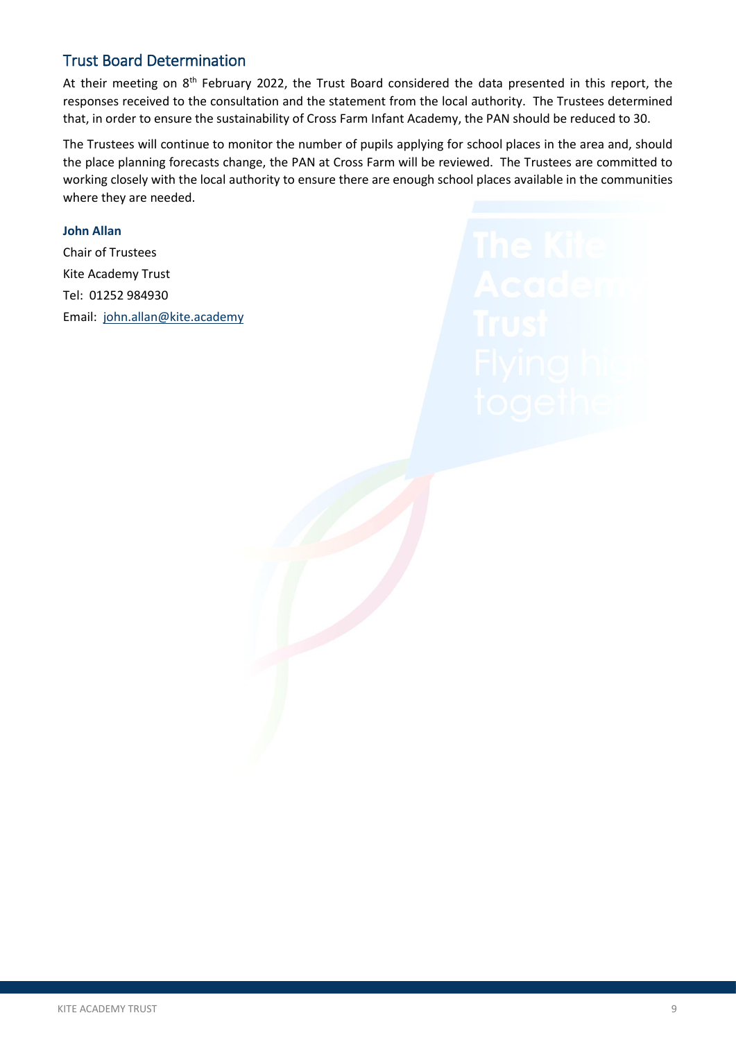## Trust Board Determination

At their meeting on 8th February 2022, the Trust Board considered the data presented in this report, the responses received to the consultation and the statement from the local authority. The Trustees determined that, in order to ensure the sustainability of Cross Farm Infant Academy, the PAN should be reduced to 30.

The Trustees will continue to monitor the number of pupils applying for school places in the area and, should the place planning forecasts change, the PAN at Cross Farm will be reviewed. The Trustees are committed to working closely with the local authority to ensure there are enough school places available in the communities where they are needed.

**John Allan**

Chair of Trustees

Kite Academy Trust

Tel: 01252 984930

Email: john.allan@kite.academy